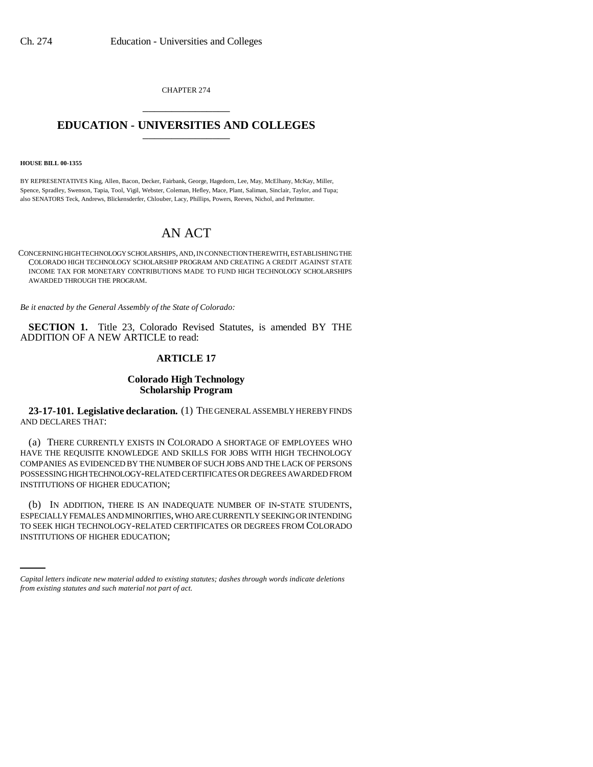CHAPTER 274

# EDUCATION - UNIVERSITIES AND COLLEGES

**HOUSE BILL 00-1355**

BY REPRESENTATIVES King, Allen, Bacon, Decker, Fairbank, George, Hagedorn, Lee, May, McElhany, McKay, Miller, Spence, Spradley, Swenson, Tapia, Tool, Vigil, Webster, Coleman, Hefley, Mace, Plant, Saliman, Sinclair, Taylor, and Tupa; also SENATORS Teck, Andrews, Blickensderfer, Chlouber, Lacy, Phillips, Powers, Reeves, Nichol, and Perlmutter.

## AN ACT

CONCERNING HIGH TECHNOLOGY SCHOLARSHIPS, AND, IN CONNECTION THEREWITH, ESTABLISHING THE COLORADO HIGH TECHNOLOGY SCHOLARSHIP PROGRAM AND CREATING A CREDIT AGAINST STATE INCOME TAX FOR MONETARY CONTRIBUTIONS MADE TO FUND HIGH TECHNOLOGY SCHOLARSHIPS AWARDED THROUGH THE PROGRAM.

*Be it enacted by the General Assembly of the State of Colorado:*

**SECTION 1.** Title 23, Colorado Revised Statutes, is amended BY THE ADDITION OF A NEW ARTICLE to read:

### ARTICLE 17

### Colorado High Technology Scholarship Program

**23-17-101. Legislative declaration.** (1) THE GENERAL ASSEMBLY HEREBY FINDS AND DECLARES THAT:

(a) THERE CURRENTLY EXISTS IN COLORADO A SHORTAGE OF EMPLOYEES WHO HAVE THE REQUISITE KNOWLEDGE AND SKILLS FOR JOBS WITH HIGH TECHNOLOGY COMPANIES AS EVIDENCED BY THE NUMBER OF SUCH JOBS AND THE LACK OF PERSONS POSSESSING HIGH TECHNOLOGY-RELATED CERTIFICATES OR DEGREES AWARDED FROM INSTITUTIONS OF HIGHER EDUCATION;

(b) IN ADDITION, THERE IS AN INADEQUATE NUMBER OF IN-STATE STUDENTS, ESPECIALLY FEMALES AND MINORITIES, WHO ARE CURRENTLY SEEKING OR INTENDING TO SEEK HIGH TECHNOLOGY-RELATED CERTIFICATES OR DEGREES FROM COLORADO INSTITUTIONS OF HIGHER EDUCATION;

*Capital letters indicate new material added to existing statutes; dashes through words indicate deletions from existing statutes and such material not part of act.*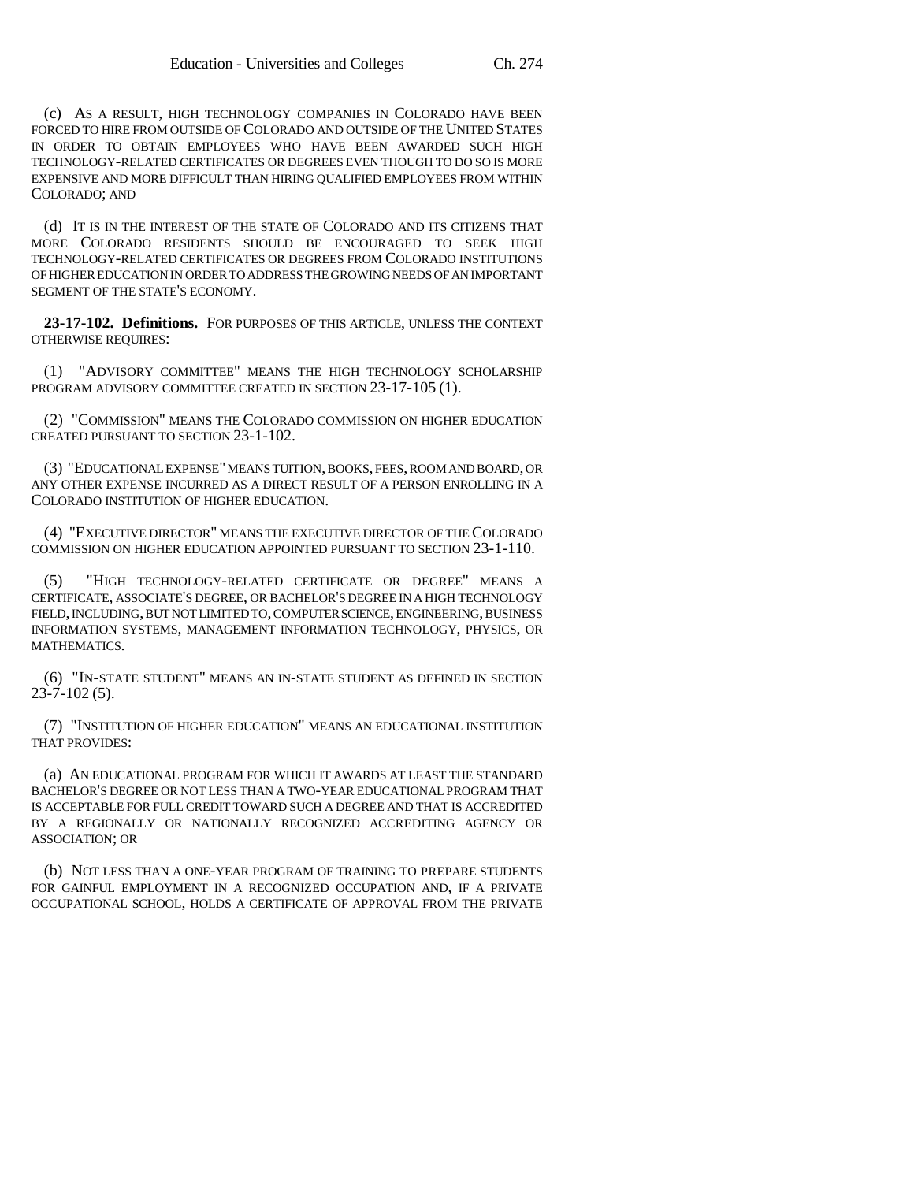(c) AS A RESULT, HIGH TECHNOLOGY COMPANIES IN COLORADO HAVE BEEN FORCED TO HIRE FROM OUTSIDE OF COLORADO AND OUTSIDE OF THE UNITED STATES IN ORDER TO OBTAIN EMPLOYEES WHO HAVE BEEN AWARDED SUCH HIGH TECHNOLOGY-RELATED CERTIFICATES OR DEGREES EVEN THOUGH TO DO SO IS MORE EXPENSIVE AND MORE DIFFICULT THAN HIRING QUALIFIED EMPLOYEES FROM WITHIN COLORADO; AND

(d) IT IS IN THE INTEREST OF THE STATE OF COLORADO AND ITS CITIZENS THAT MORE COLORADO RESIDENTS SHOULD BE ENCOURAGED TO SEEK HIGH TECHNOLOGY-RELATED CERTIFICATES OR DEGREES FROM COLORADO INSTITUTIONS OF HIGHER EDUCATION IN ORDER TO ADDRESS THE GROWING NEEDS OF AN IMPORTANT SEGMENT OF THE STATE'S ECONOMY.

**23-17-102. Definitions.** FOR PURPOSES OF THIS ARTICLE, UNLESS THE CONTEXT OTHERWISE REQUIRES:

(1) "ADVISORY COMMITTEE" MEANS THE HIGH TECHNOLOGY SCHOLARSHIP PROGRAM ADVISORY COMMITTEE CREATED IN SECTION 23-17-105 (1).

(2) "COMMISSION" MEANS THE COLORADO COMMISSION ON HIGHER EDUCATION CREATED PURSUANT TO SECTION 23-1-102.

(3) "EDUCATIONAL EXPENSE" MEANS TUITION, BOOKS, FEES, ROOM AND BOARD, OR ANY OTHER EXPENSE INCURRED AS A DIRECT RESULT OF A PERSON ENROLLING IN A COLORADO INSTITUTION OF HIGHER EDUCATION.

(4) "EXECUTIVE DIRECTOR" MEANS THE EXECUTIVE DIRECTOR OF THE COLORADO COMMISSION ON HIGHER EDUCATION APPOINTED PURSUANT TO SECTION 23-1-110.

(5) "HIGH TECHNOLOGY-RELATED CERTIFICATE OR DEGREE" MEANS A CERTIFICATE, ASSOCIATE'S DEGREE, OR BACHELOR'S DEGREE IN A HIGH TECHNOLOGY FIELD, INCLUDING, BUT NOT LIMITED TO, COMPUTER SCIENCE, ENGINEERING, BUSINESS INFORMATION SYSTEMS, MANAGEMENT INFORMATION TECHNOLOGY, PHYSICS, OR MATHEMATICS.

(6) "IN-STATE STUDENT" MEANS AN IN-STATE STUDENT AS DEFINED IN SECTION 23-7-102 (5).

(7) "INSTITUTION OF HIGHER EDUCATION" MEANS AN EDUCATIONAL INSTITUTION THAT PROVIDES:

(a) AN EDUCATIONAL PROGRAM FOR WHICH IT AWARDS AT LEAST THE STANDARD BACHELOR'S DEGREE OR NOT LESS THAN A TWO-YEAR EDUCATIONAL PROGRAM THAT IS ACCEPTABLE FOR FULL CREDIT TOWARD SUCH A DEGREE AND THAT IS ACCREDITED BY A REGIONALLY OR NATIONALLY RECOGNIZED ACCREDITING AGENCY OR ASSOCIATION; OR

(b) NOT LESS THAN A ONE-YEAR PROGRAM OF TRAINING TO PREPARE STUDENTS FOR GAINFUL EMPLOYMENT IN A RECOGNIZED OCCUPATION AND, IF A PRIVATE OCCUPATIONAL SCHOOL, HOLDS A CERTIFICATE OF APPROVAL FROM THE PRIVATE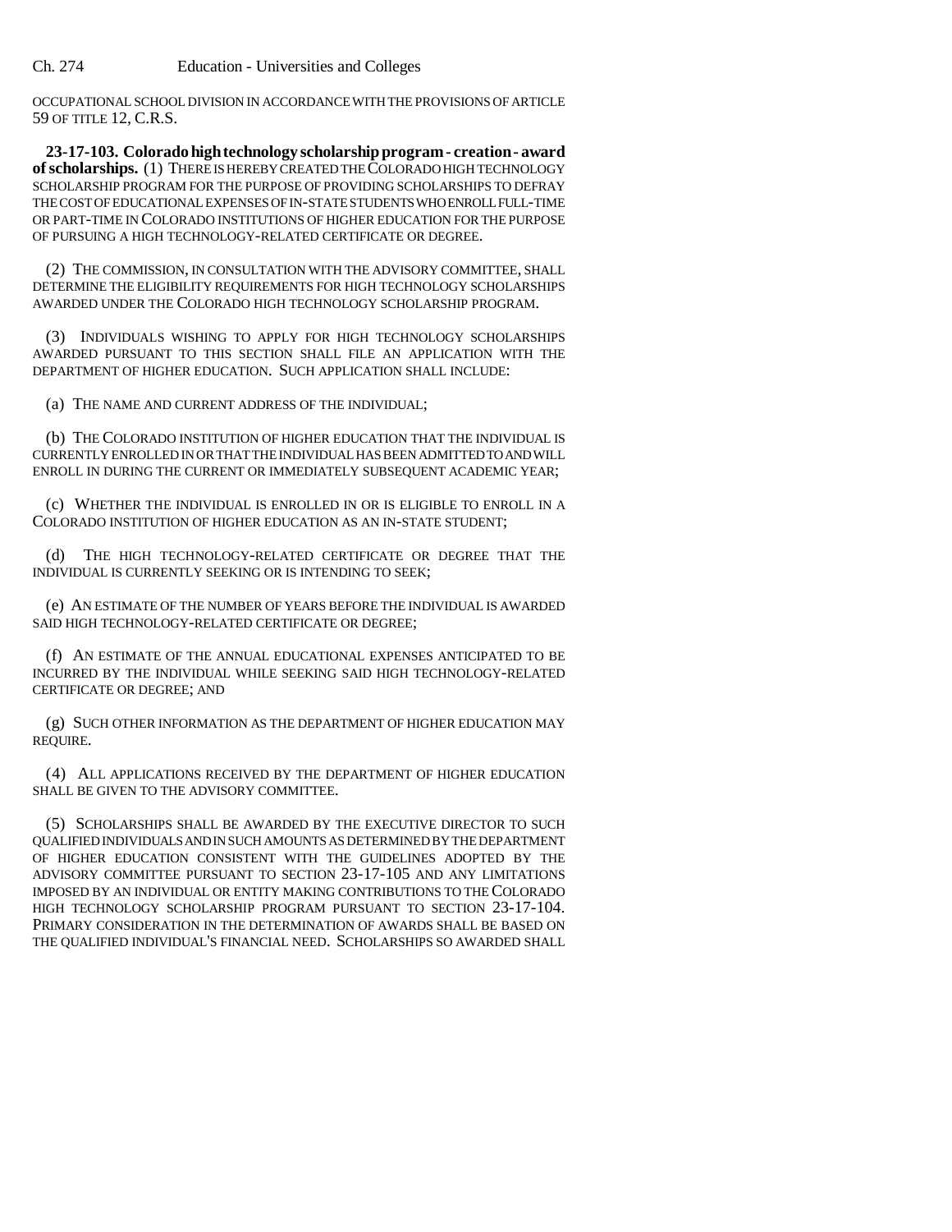OCCUPATIONAL SCHOOL DIVISION IN ACCORDANCE WITH THE PROVISIONS OF ARTICLE 59 OF TITLE 12, C.R.S.

**23-17-103. Colorado high technology scholarship program - creation - award of scholarships.** (1) THERE IS HEREBY CREATED THE COLORADO HIGH TECHNOLOGY SCHOLARSHIP PROGRAM FOR THE PURPOSE OF PROVIDING SCHOLARSHIPS TO DEFRAY THE COST OF EDUCATIONAL EXPENSES OF IN-STATE STUDENTS WHO ENROLL FULL-TIME OR PART-TIME IN COLORADO INSTITUTIONS OF HIGHER EDUCATION FOR THE PURPOSE OF PURSUING A HIGH TECHNOLOGY-RELATED CERTIFICATE OR DEGREE.

(2) THE COMMISSION, IN CONSULTATION WITH THE ADVISORY COMMITTEE, SHALL DETERMINE THE ELIGIBILITY REQUIREMENTS FOR HIGH TECHNOLOGY SCHOLARSHIPS AWARDED UNDER THE COLORADO HIGH TECHNOLOGY SCHOLARSHIP PROGRAM.

(3) INDIVIDUALS WISHING TO APPLY FOR HIGH TECHNOLOGY SCHOLARSHIPS AWARDED PURSUANT TO THIS SECTION SHALL FILE AN APPLICATION WITH THE DEPARTMENT OF HIGHER EDUCATION. SUCH APPLICATION SHALL INCLUDE:

(a) THE NAME AND CURRENT ADDRESS OF THE INDIVIDUAL;

(b) THE COLORADO INSTITUTION OF HIGHER EDUCATION THAT THE INDIVIDUAL IS CURRENTLY ENROLLED IN OR THAT THE INDIVIDUAL HAS BEEN ADMITTED TO AND WILL ENROLL IN DURING THE CURRENT OR IMMEDIATELY SUBSEQUENT ACADEMIC YEAR;

(c) WHETHER THE INDIVIDUAL IS ENROLLED IN OR IS ELIGIBLE TO ENROLL IN A COLORADO INSTITUTION OF HIGHER EDUCATION AS AN IN-STATE STUDENT;

(d) THE HIGH TECHNOLOGY-RELATED CERTIFICATE OR DEGREE THAT THE INDIVIDUAL IS CURRENTLY SEEKING OR IS INTENDING TO SEEK;

(e) AN ESTIMATE OF THE NUMBER OF YEARS BEFORE THE INDIVIDUAL IS AWARDED SAID HIGH TECHNOLOGY-RELATED CERTIFICATE OR DEGREE;

(f) AN ESTIMATE OF THE ANNUAL EDUCATIONAL EXPENSES ANTICIPATED TO BE INCURRED BY THE INDIVIDUAL WHILE SEEKING SAID HIGH TECHNOLOGY-RELATED CERTIFICATE OR DEGREE; AND

(g) SUCH OTHER INFORMATION AS THE DEPARTMENT OF HIGHER EDUCATION MAY REQUIRE.

(4) ALL APPLICATIONS RECEIVED BY THE DEPARTMENT OF HIGHER EDUCATION SHALL BE GIVEN TO THE ADVISORY COMMITTEE.

(5) SCHOLARSHIPS SHALL BE AWARDED BY THE EXECUTIVE DIRECTOR TO SUCH QUALIFIED INDIVIDUALS AND IN SUCH AMOUNTS AS DETERMINED BY THE DEPARTMENT OF HIGHER EDUCATION CONSISTENT WITH THE GUIDELINES ADOPTED BY THE ADVISORY COMMITTEE PURSUANT TO SECTION 23-17-105 AND ANY LIMITATIONS IMPOSED BY AN INDIVIDUAL OR ENTITY MAKING CONTRIBUTIONS TO THE COLORADO HIGH TECHNOLOGY SCHOLARSHIP PROGRAM PURSUANT TO SECTION 23-17-104. PRIMARY CONSIDERATION IN THE DETERMINATION OF AWARDS SHALL BE BASED ON THE QUALIFIED INDIVIDUAL'S FINANCIAL NEED. SCHOLARSHIPS SO AWARDED SHALL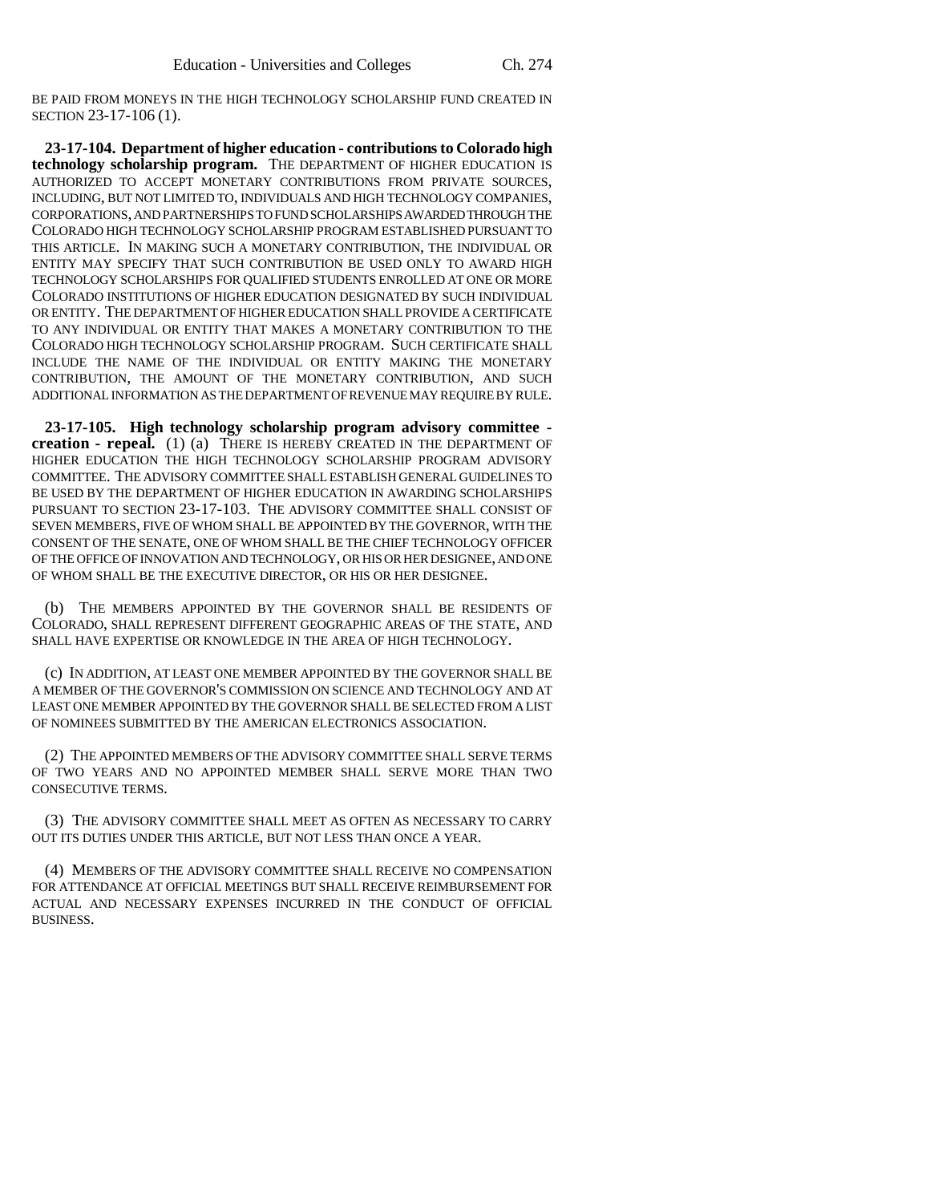BE PAID FROM MONEYS IN THE HIGH TECHNOLOGY SCHOLARSHIP FUND CREATED IN SECTION 23-17-106 (1).

**23-17-104. Department of higher education - contributions to Colorado high technology scholarship program.** THE DEPARTMENT OF HIGHER EDUCATION IS AUTHORIZED TO ACCEPT MONETARY CONTRIBUTIONS FROM PRIVATE SOURCES, INCLUDING, BUT NOT LIMITED TO, INDIVIDUALS AND HIGH TECHNOLOGY COMPANIES, CORPORATIONS, AND PARTNERSHIPS TO FUND SCHOLARSHIPS AWARDED THROUGH THE COLORADO HIGH TECHNOLOGY SCHOLARSHIP PROGRAM ESTABLISHED PURSUANT TO THIS ARTICLE. IN MAKING SUCH A MONETARY CONTRIBUTION, THE INDIVIDUAL OR ENTITY MAY SPECIFY THAT SUCH CONTRIBUTION BE USED ONLY TO AWARD HIGH TECHNOLOGY SCHOLARSHIPS FOR QUALIFIED STUDENTS ENROLLED AT ONE OR MORE COLORADO INSTITUTIONS OF HIGHER EDUCATION DESIGNATED BY SUCH INDIVIDUAL OR ENTITY. THE DEPARTMENT OF HIGHER EDUCATION SHALL PROVIDE A CERTIFICATE TO ANY INDIVIDUAL OR ENTITY THAT MAKES A MONETARY CONTRIBUTION TO THE COLORADO HIGH TECHNOLOGY SCHOLARSHIP PROGRAM. SUCH CERTIFICATE SHALL INCLUDE THE NAME OF THE INDIVIDUAL OR ENTITY MAKING THE MONETARY CONTRIBUTION, THE AMOUNT OF THE MONETARY CONTRIBUTION, AND SUCH ADDITIONAL INFORMATION AS THE DEPARTMENT OF REVENUE MAY REQUIRE BY RULE.

**23-17-105. High technology scholarship program advisory committee - creation - repeal.** (1) (a) THERE IS HEREBY CREATED IN THE DEPARTMENT OF HIGHER EDUCATION THE HIGH TECHNOLOGY SCHOLARSHIP PROGRAM ADVISORY COMMITTEE. THE ADVISORY COMMITTEE SHALL ESTABLISH GENERAL GUIDELINES TO BE USED BY THE DEPARTMENT OF HIGHER EDUCATION IN AWARDING SCHOLARSHIPS PURSUANT TO SECTION 23-17-103. THE ADVISORY COMMITTEE SHALL CONSIST OF SEVEN MEMBERS, FIVE OF WHOM SHALL BE APPOINTED BY THE GOVERNOR, WITH THE CONSENT OF THE SENATE, ONE OF WHOM SHALL BE THE CHIEF TECHNOLOGY OFFICER OF THE OFFICE OF INNOVATION AND TECHNOLOGY, OR HIS OR HER DESIGNEE, AND ONE OF WHOM SHALL BE THE EXECUTIVE DIRECTOR, OR HIS OR HER DESIGNEE.

(b) THE MEMBERS APPOINTED BY THE GOVERNOR SHALL BE RESIDENTS OF COLORADO, SHALL REPRESENT DIFFERENT GEOGRAPHIC AREAS OF THE STATE, AND SHALL HAVE EXPERTISE OR KNOWLEDGE IN THE AREA OF HIGH TECHNOLOGY.

(c) IN ADDITION, AT LEAST ONE MEMBER APPOINTED BY THE GOVERNOR SHALL BE A MEMBER OF THE GOVERNOR'S COMMISSION ON SCIENCE AND TECHNOLOGY AND AT LEAST ONE MEMBER APPOINTED BY THE GOVERNOR SHALL BE SELECTED FROM A LIST OF NOMINEES SUBMITTED BY THE AMERICAN ELECTRONICS ASSOCIATION.

(2) THE APPOINTED MEMBERS OF THE ADVISORY COMMITTEE SHALL SERVE TERMS OF TWO YEARS AND NO APPOINTED MEMBER SHALL SERVE MORE THAN TWO CONSECUTIVE TERMS.

(3) THE ADVISORY COMMITTEE SHALL MEET AS OFTEN AS NECESSARY TO CARRY OUT ITS DUTIES UNDER THIS ARTICLE, BUT NOT LESS THAN ONCE A YEAR.

(4) MEMBERS OF THE ADVISORY COMMITTEE SHALL RECEIVE NO COMPENSATION FOR ATTENDANCE AT OFFICIAL MEETINGS BUT SHALL RECEIVE REIMBURSEMENT FOR ACTUAL AND NECESSARY EXPENSES INCURRED IN THE CONDUCT OF OFFICIAL BUSINESS.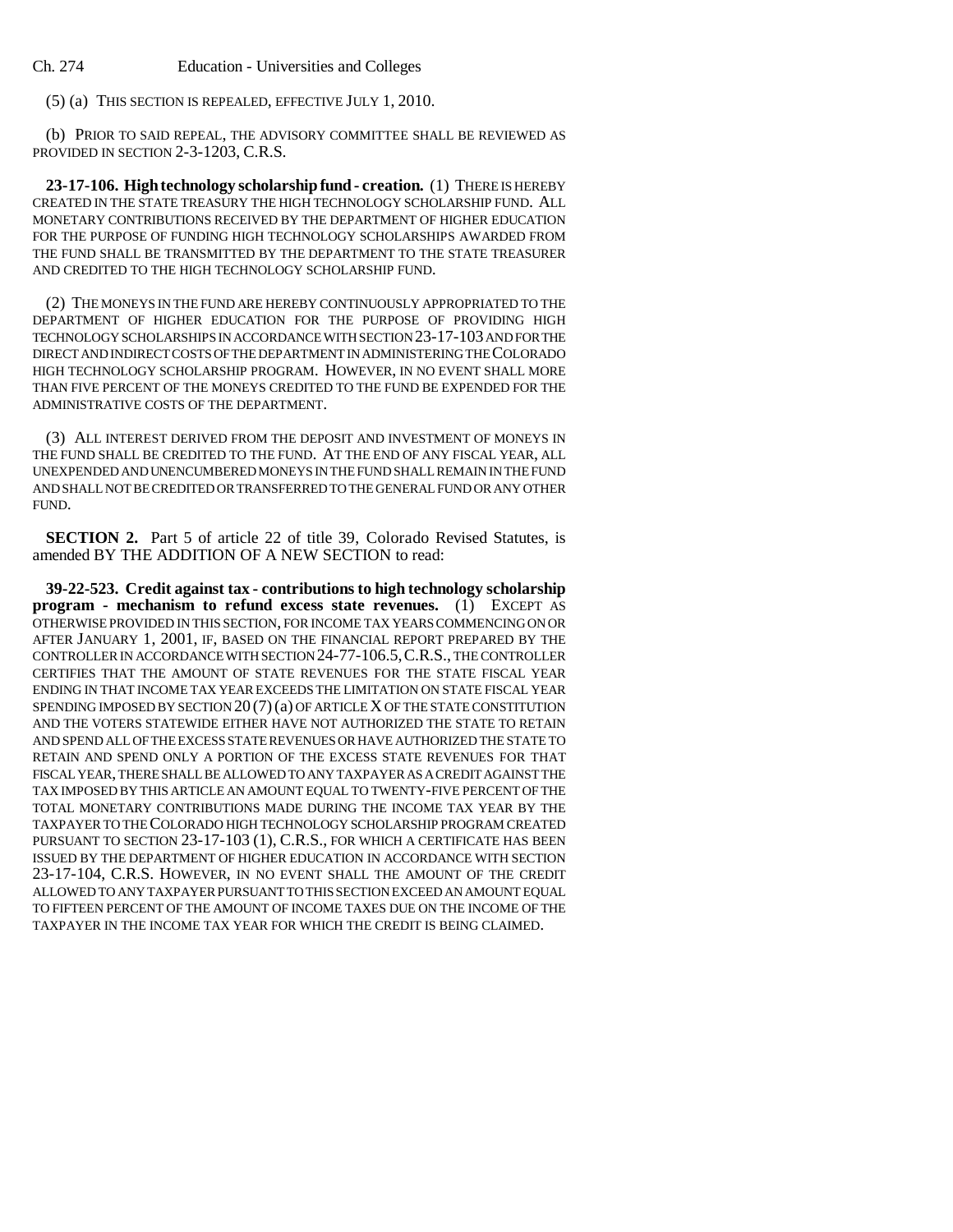(5) (a) THIS SECTION IS REPEALED, EFFECTIVE JULY 1, 2010.

(b) PRIOR TO SAID REPEAL, THE ADVISORY COMMITTEE SHALL BE REVIEWED AS PROVIDED IN SECTION 2-3-1203, C.R.S.

**23-17-106. High technology scholarship fund - creation.** (1) THERE IS HEREBY CREATED IN THE STATE TREASURY THE HIGH TECHNOLOGY SCHOLARSHIP FUND. ALL MONETARY CONTRIBUTIONS RECEIVED BY THE DEPARTMENT OF HIGHER EDUCATION FOR THE PURPOSE OF FUNDING HIGH TECHNOLOGY SCHOLARSHIPS AWARDED FROM THE FUND SHALL BE TRANSMITTED BY THE DEPARTMENT TO THE STATE TREASURER AND CREDITED TO THE HIGH TECHNOLOGY SCHOLARSHIP FUND.

(2) THE MONEYS IN THE FUND ARE HEREBY CONTINUOUSLY APPROPRIATED TO THE DEPARTMENT OF HIGHER EDUCATION FOR THE PURPOSE OF PROVIDING HIGH TECHNOLOGY SCHOLARSHIPS IN ACCORDANCE WITH SECTION 23-17-103 AND FOR THE DIRECT AND INDIRECT COSTS OF THE DEPARTMENT IN ADMINISTERING THE COLORADO HIGH TECHNOLOGY SCHOLARSHIP PROGRAM. HOWEVER, IN NO EVENT SHALL MORE THAN FIVE PERCENT OF THE MONEYS CREDITED TO THE FUND BE EXPENDED FOR THE ADMINISTRATIVE COSTS OF THE DEPARTMENT.

(3) ALL INTEREST DERIVED FROM THE DEPOSIT AND INVESTMENT OF MONEYS IN THE FUND SHALL BE CREDITED TO THE FUND. AT THE END OF ANY FISCAL YEAR, ALL UNEXPENDED AND UNENCUMBERED MONEYS IN THE FUND SHALL REMAIN IN THE FUND AND SHALL NOT BE CREDITED OR TRANSFERRED TO THE GENERAL FUND OR ANY OTHER FUND.

**SECTION 2.** Part 5 of article 22 of title 39, Colorado Revised Statutes, is amended BY THE ADDITION OF A NEW SECTION to read:

**39-22-523. Credit against tax - contributions to high technology scholarship program - mechanism to refund excess state revenues.** (1) EXCEPT AS OTHERWISE PROVIDED IN THIS SECTION, FOR INCOME TAX YEARS COMMENCING ON OR AFTER JANUARY 1, 2001, IF, BASED ON THE FINANCIAL REPORT PREPARED BY THE CONTROLLER IN ACCORDANCE WITH SECTION 24-77-106.5, C.R.S., THE CONTROLLER CERTIFIES THAT THE AMOUNT OF STATE REVENUES FOR THE STATE FISCAL YEAR ENDING IN THAT INCOME TAX YEAR EXCEEDS THE LIMITATION ON STATE FISCAL YEAR SPENDING IMPOSED BY SECTION 20 (7) (a) OF ARTICLE X OF THE STATE CONSTITUTION AND THE VOTERS STATEWIDE EITHER HAVE NOT AUTHORIZED THE STATE TO RETAIN AND SPEND ALL OF THE EXCESS STATE REVENUES OR HAVE AUTHORIZED THE STATE TO RETAIN AND SPEND ONLY A PORTION OF THE EXCESS STATE REVENUES FOR THAT FISCAL YEAR, THERE SHALL BE ALLOWED TO ANY TAXPAYER AS A CREDIT AGAINST THE TAX IMPOSED BY THIS ARTICLE AN AMOUNT EQUAL TO TWENTY-FIVE PERCENT OF THE TOTAL MONETARY CONTRIBUTIONS MADE DURING THE INCOME TAX YEAR BY THE TAXPAYER TO THE COLORADO HIGH TECHNOLOGY SCHOLARSHIP PROGRAM CREATED PURSUANT TO SECTION 23-17-103 (1), C.R.S., FOR WHICH A CERTIFICATE HAS BEEN ISSUED BY THE DEPARTMENT OF HIGHER EDUCATION IN ACCORDANCE WITH SECTION 23-17-104, C.R.S. HOWEVER, IN NO EVENT SHALL THE AMOUNT OF THE CREDIT ALLOWED TO ANY TAXPAYER PURSUANT TO THIS SECTION EXCEED AN AMOUNT EQUAL TO FIFTEEN PERCENT OF THE AMOUNT OF INCOME TAXES DUE ON THE INCOME OF THE TAXPAYER IN THE INCOME TAX YEAR FOR WHICH THE CREDIT IS BEING CLAIMED.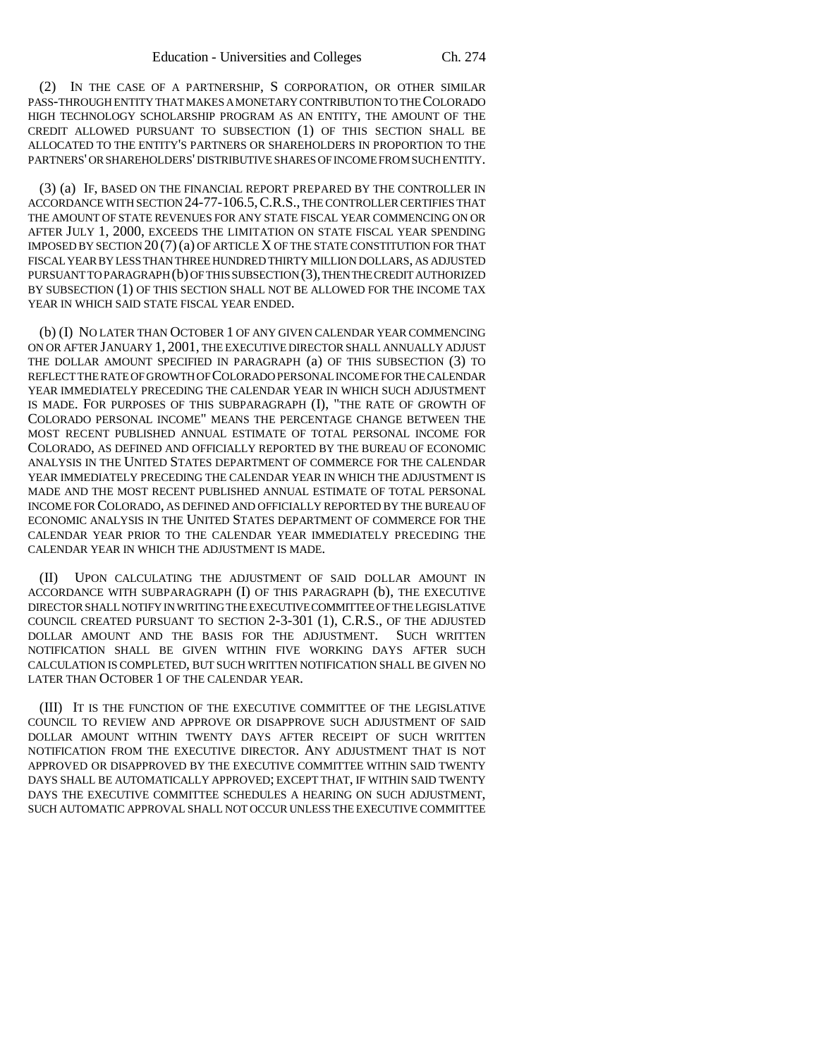(2) IN THE CASE OF A PARTNERSHIP, S CORPORATION, OR OTHER SIMILAR PASS-THROUGH ENTITY THAT MAKES A MONETARY CONTRIBUTION TO THE COLORADO HIGH TECHNOLOGY SCHOLARSHIP PROGRAM AS AN ENTITY, THE AMOUNT OF THE CREDIT ALLOWED PURSUANT TO SUBSECTION (1) OF THIS SECTION SHALL BE ALLOCATED TO THE ENTITY'S PARTNERS OR SHAREHOLDERS IN PROPORTION TO THE PARTNERS' OR SHAREHOLDERS' DISTRIBUTIVE SHARES OF INCOME FROM SUCH ENTITY.

(3) (a) IF, BASED ON THE FINANCIAL REPORT PREPARED BY THE CONTROLLER IN ACCORDANCE WITH SECTION 24-77-106.5, C.R.S., THE CONTROLLER CERTIFIES THAT THE AMOUNT OF STATE REVENUES FOR ANY STATE FISCAL YEAR COMMENCING ON OR AFTER JULY 1, 2000, EXCEEDS THE LIMITATION ON STATE FISCAL YEAR SPENDING IMPOSED BY SECTION 20 (7) (a) OF ARTICLE X OF THE STATE CONSTITUTION FOR THAT FISCAL YEAR BY LESS THAN THREE HUNDRED THIRTY MILLION DOLLARS, AS ADJUSTED PURSUANT TO PARAGRAPH (b) OF THIS SUBSECTION (3), THEN THE CREDIT AUTHORIZED BY SUBSECTION (1) OF THIS SECTION SHALL NOT BE ALLOWED FOR THE INCOME TAX YEAR IN WHICH SAID STATE FISCAL YEAR ENDED.

(b) (I) NO LATER THAN OCTOBER 1 OF ANY GIVEN CALENDAR YEAR COMMENCING ON OR AFTER JANUARY 1, 2001, THE EXECUTIVE DIRECTOR SHALL ANNUALLY ADJUST THE DOLLAR AMOUNT SPECIFIED IN PARAGRAPH (a) OF THIS SUBSECTION (3) TO REFLECT THE RATE OF GROWTH OF COLORADO PERSONAL INCOME FOR THE CALENDAR YEAR IMMEDIATELY PRECEDING THE CALENDAR YEAR IN WHICH SUCH ADJUSTMENT IS MADE. FOR PURPOSES OF THIS SUBPARAGRAPH (I), "THE RATE OF GROWTH OF COLORADO PERSONAL INCOME" MEANS THE PERCENTAGE CHANGE BETWEEN THE MOST RECENT PUBLISHED ANNUAL ESTIMATE OF TOTAL PERSONAL INCOME FOR COLORADO, AS DEFINED AND OFFICIALLY REPORTED BY THE BUREAU OF ECONOMIC ANALYSIS IN THE UNITED STATES DEPARTMENT OF COMMERCE FOR THE CALENDAR YEAR IMMEDIATELY PRECEDING THE CALENDAR YEAR IN WHICH THE ADJUSTMENT IS MADE AND THE MOST RECENT PUBLISHED ANNUAL ESTIMATE OF TOTAL PERSONAL INCOME FOR COLORADO, AS DEFINED AND OFFICIALLY REPORTED BY THE BUREAU OF ECONOMIC ANALYSIS IN THE UNITED STATES DEPARTMENT OF COMMERCE FOR THE CALENDAR YEAR PRIOR TO THE CALENDAR YEAR IMMEDIATELY PRECEDING THE CALENDAR YEAR IN WHICH THE ADJUSTMENT IS MADE.

(II) UPON CALCULATING THE ADJUSTMENT OF SAID DOLLAR AMOUNT IN ACCORDANCE WITH SUBPARAGRAPH (I) OF THIS PARAGRAPH (b), THE EXECUTIVE DIRECTOR SHALL NOTIFY IN WRITING THE EXECUTIVE COMMITTEE OF THE LEGISLATIVE COUNCIL CREATED PURSUANT TO SECTION 2-3-301 (1), C.R.S., OF THE ADJUSTED DOLLAR AMOUNT AND THE BASIS FOR THE ADJUSTMENT. SUCH WRITTEN NOTIFICATION SHALL BE GIVEN WITHIN FIVE WORKING DAYS AFTER SUCH CALCULATION IS COMPLETED, BUT SUCH WRITTEN NOTIFICATION SHALL BE GIVEN NO LATER THAN OCTOBER 1 OF THE CALENDAR YEAR.

(III) IT IS THE FUNCTION OF THE EXECUTIVE COMMITTEE OF THE LEGISLATIVE COUNCIL TO REVIEW AND APPROVE OR DISAPPROVE SUCH ADJUSTMENT OF SAID DOLLAR AMOUNT WITHIN TWENTY DAYS AFTER RECEIPT OF SUCH WRITTEN NOTIFICATION FROM THE EXECUTIVE DIRECTOR. ANY ADJUSTMENT THAT IS NOT APPROVED OR DISAPPROVED BY THE EXECUTIVE COMMITTEE WITHIN SAID TWENTY DAYS SHALL BE AUTOMATICALLY APPROVED; EXCEPT THAT, IF WITHIN SAID TWENTY DAYS THE EXECUTIVE COMMITTEE SCHEDULES A HEARING ON SUCH ADJUSTMENT, SUCH AUTOMATIC APPROVAL SHALL NOT OCCUR UNLESS THE EXECUTIVE COMMITTEE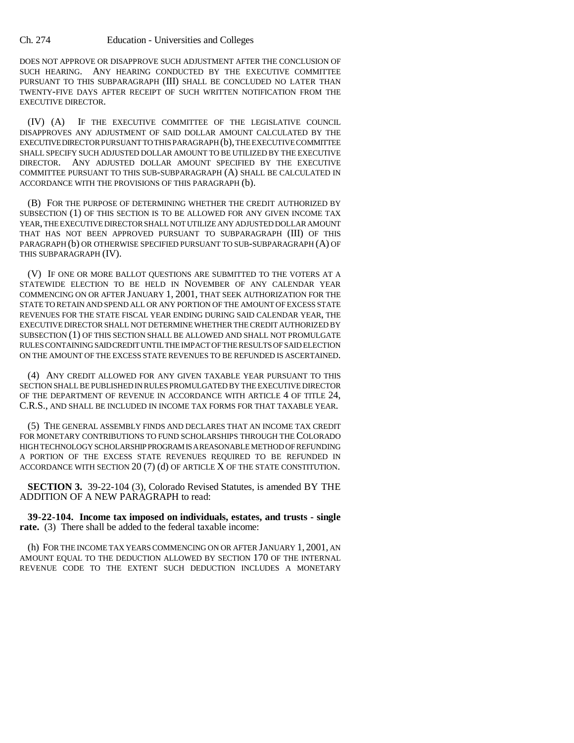DOES NOT APPROVE OR DISAPPROVE SUCH ADJUSTMENT AFTER THE CONCLUSION OF SUCH HEARING. ANY HEARING CONDUCTED BY THE EXECUTIVE COMMITTEE PURSUANT TO THIS SUBPARAGRAPH (III) SHALL BE CONCLUDED NO LATER THAN TWENTY-FIVE DAYS AFTER RECEIPT OF SUCH WRITTEN NOTIFICATION FROM THE EXECUTIVE DIRECTOR.

(IV) (A) IF THE EXECUTIVE COMMITTEE OF THE LEGISLATIVE COUNCIL DISAPPROVES ANY ADJUSTMENT OF SAID DOLLAR AMOUNT CALCULATED BY THE EXECUTIVE DIRECTOR PURSUANT TO THIS PARAGRAPH (b), THE EXECUTIVE COMMITTEE SHALL SPECIFY SUCH ADJUSTED DOLLAR AMOUNT TO BE UTILIZED BY THE EXECUTIVE DIRECTOR. ANY ADJUSTED DOLLAR AMOUNT SPECIFIED BY THE EXECUTIVE COMMITTEE PURSUANT TO THIS SUB-SUBPARAGRAPH (A) SHALL BE CALCULATED IN ACCORDANCE WITH THE PROVISIONS OF THIS PARAGRAPH (b).

(B) FOR THE PURPOSE OF DETERMINING WHETHER THE CREDIT AUTHORIZED BY SUBSECTION (1) OF THIS SECTION IS TO BE ALLOWED FOR ANY GIVEN INCOME TAX YEAR, THE EXECUTIVE DIRECTOR SHALL NOT UTILIZE ANY ADJUSTED DOLLAR AMOUNT THAT HAS NOT BEEN APPROVED PURSUANT TO SUBPARAGRAPH (III) OF THIS PARAGRAPH (b) OR OTHERWISE SPECIFIED PURSUANT TO SUB-SUBPARAGRAPH (A) OF THIS SUBPARAGRAPH (IV).

(V) IF ONE OR MORE BALLOT QUESTIONS ARE SUBMITTED TO THE VOTERS AT A STATEWIDE ELECTION TO BE HELD IN NOVEMBER OF ANY CALENDAR YEAR COMMENCING ON OR AFTER JANUARY 1, 2001, THAT SEEK AUTHORIZATION FOR THE STATE TO RETAIN AND SPEND ALL OR ANY PORTION OF THE AMOUNT OF EXCESS STATE REVENUES FOR THE STATE FISCAL YEAR ENDING DURING SAID CALENDAR YEAR, THE EXECUTIVE DIRECTOR SHALL NOT DETERMINE WHETHER THE CREDIT AUTHORIZED BY SUBSECTION (1) OF THIS SECTION SHALL BE ALLOWED AND SHALL NOT PROMULGATE RULES CONTAINING SAID CREDIT UNTIL THE IMPACT OF THE RESULTS OF SAID ELECTION ON THE AMOUNT OF THE EXCESS STATE REVENUES TO BE REFUNDED IS ASCERTAINED.

(4) ANY CREDIT ALLOWED FOR ANY GIVEN TAXABLE YEAR PURSUANT TO THIS SECTION SHALL BE PUBLISHED IN RULES PROMULGATED BY THE EXECUTIVE DIRECTOR OF THE DEPARTMENT OF REVENUE IN ACCORDANCE WITH ARTICLE 4 OF TITLE 24, C.R.S., AND SHALL BE INCLUDED IN INCOME TAX FORMS FOR THAT TAXABLE YEAR.

(5) THE GENERAL ASSEMBLY FINDS AND DECLARES THAT AN INCOME TAX CREDIT FOR MONETARY CONTRIBUTIONS TO FUND SCHOLARSHIPS THROUGH THE COLORADO HIGH TECHNOLOGY SCHOLARSHIP PROGRAM IS A REASONABLE METHOD OF REFUNDING A PORTION OF THE EXCESS STATE REVENUES REQUIRED TO BE REFUNDED IN ACCORDANCE WITH SECTION 20 (7) (d) OF ARTICLE X OF THE STATE CONSTITUTION.

**SECTION 3.** 39-22-104 (3), Colorado Revised Statutes, is amended BY THE ADDITION OF A NEW PARAGRAPH to read:

**39-22-104. Income tax imposed on individuals, estates, and trusts - single rate.** (3) There shall be added to the federal taxable income:

(h) FOR THE INCOME TAX YEARS COMMENCING ON OR AFTER JANUARY 1, 2001, AN AMOUNT EQUAL TO THE DEDUCTION ALLOWED BY SECTION 170 OF THE INTERNAL REVENUE CODE TO THE EXTENT SUCH DEDUCTION INCLUDES A MONETARY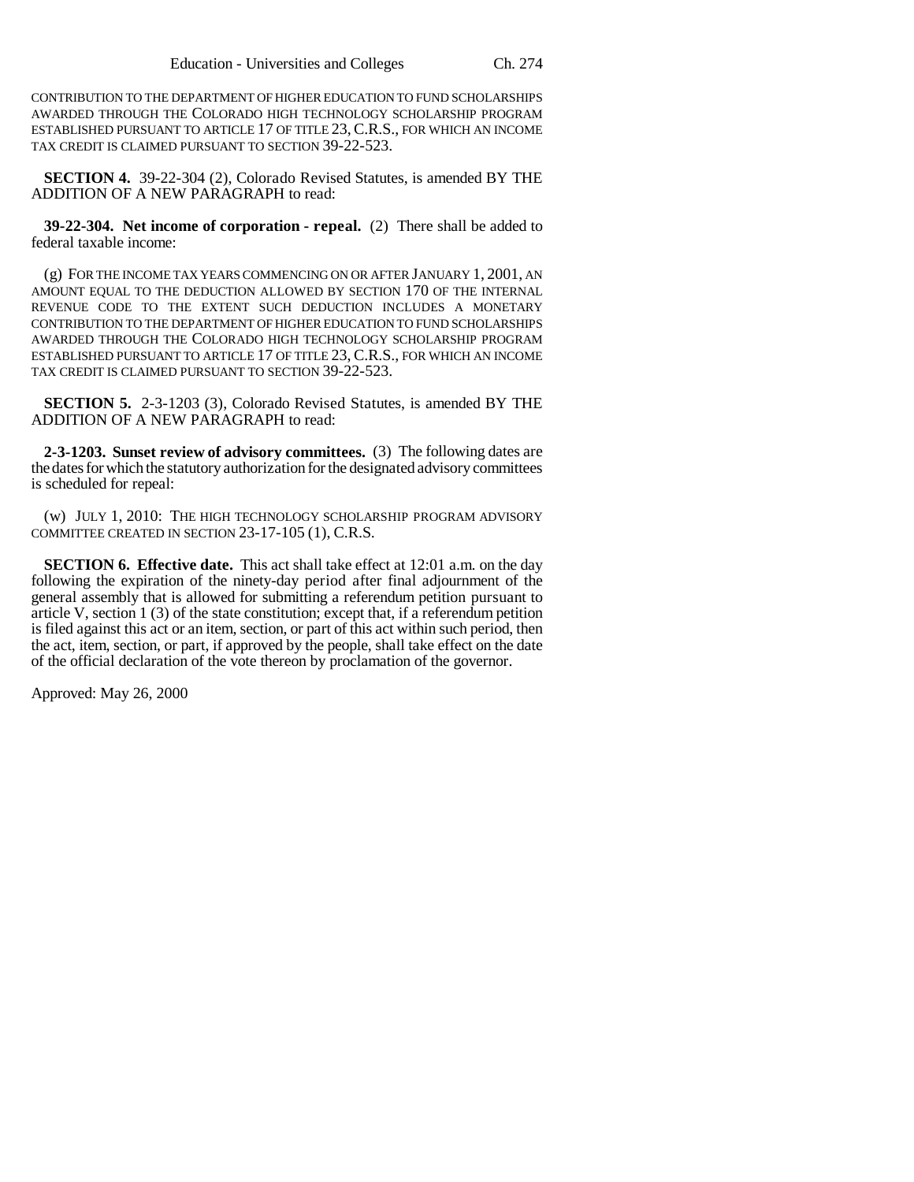CONTRIBUTION TO THE DEPARTMENT OF HIGHER EDUCATION TO FUND SCHOLARSHIPS AWARDED THROUGH THE COLORADO HIGH TECHNOLOGY SCHOLARSHIP PROGRAM ESTABLISHED PURSUANT TO ARTICLE 17 OF TITLE 23, C.R.S., FOR WHICH AN INCOME TAX CREDIT IS CLAIMED PURSUANT TO SECTION 39-22-523.

**SECTION 4.** 39-22-304 (2), Colorado Revised Statutes, is amended BY THE ADDITION OF A NEW PARAGRAPH to read:

**39-22-304. Net income of corporation - repeal.** (2) There shall be added to federal taxable income:

(g) FOR THE INCOME TAX YEARS COMMENCING ON OR AFTER JANUARY 1, 2001, AN AMOUNT EQUAL TO THE DEDUCTION ALLOWED BY SECTION 170 OF THE INTERNAL REVENUE CODE TO THE EXTENT SUCH DEDUCTION INCLUDES A MONETARY CONTRIBUTION TO THE DEPARTMENT OF HIGHER EDUCATION TO FUND SCHOLARSHIPS AWARDED THROUGH THE COLORADO HIGH TECHNOLOGY SCHOLARSHIP PROGRAM ESTABLISHED PURSUANT TO ARTICLE 17 OF TITLE 23, C.R.S., FOR WHICH AN INCOME TAX CREDIT IS CLAIMED PURSUANT TO SECTION 39-22-523.

**SECTION 5.** 2-3-1203 (3), Colorado Revised Statutes, is amended BY THE ADDITION OF A NEW PARAGRAPH to read:

**2-3-1203. Sunset review of advisory committees.** (3) The following dates are the dates for which the statutory authorization for the designated advisory committees is scheduled for repeal:

(w) JULY 1, 2010: THE HIGH TECHNOLOGY SCHOLARSHIP PROGRAM ADVISORY COMMITTEE CREATED IN SECTION 23-17-105 (1), C.R.S.

**SECTION 6. Effective date.** This act shall take effect at 12:01 a.m. on the day following the expiration of the ninety-day period after final adjournment of the general assembly that is allowed for submitting a referendum petition pursuant to article V, section 1 (3) of the state constitution; except that, if a referendum petition is filed against this act or an item, section, or part of this act within such period, then the act, item, section, or part, if approved by the people, shall take effect on the date of the official declaration of the vote thereon by proclamation of the governor.

Approved: May 26, 2000